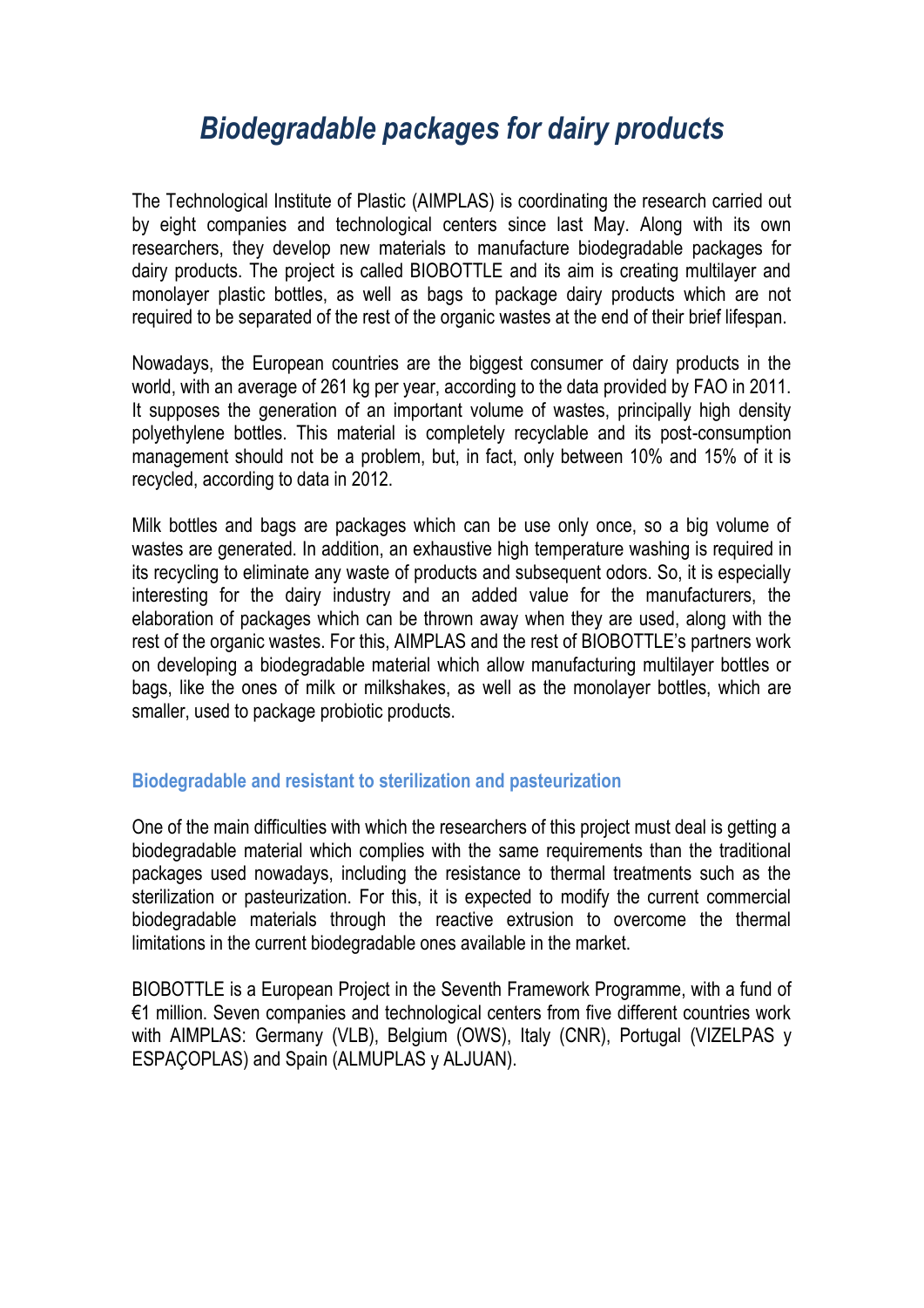# *Biodegradable packages for dairy products*

The Technological Institute of Plastic (AIMPLAS) is coordinating the research carried out by eight companies and technological centers since last May. Along with its own researchers, they develop new materials to manufacture biodegradable packages for dairy products. The project is called BIOBOTTLE and its aim is creating multilayer and monolayer plastic bottles, as well as bags to package dairy products which are not required to be separated of the rest of the organic wastes at the end of their brief lifespan.

Nowadays, the European countries are the biggest consumer of dairy products in the world, with an average of 261 kg per year, according to the data provided by FAO in 2011. It supposes the generation of an important volume of wastes, principally high density polyethylene bottles. This material is completely recyclable and its post-consumption management should not be a problem, but, in fact, only between 10% and 15% of it is recycled, according to data in 2012.

Milk bottles and bags are packages which can be use only once, so a big volume of wastes are generated. In addition, an exhaustive high temperature washing is required in its recycling to eliminate any waste of products and subsequent odors. So, it is especially interesting for the dairy industry and an added value for the manufacturers, the elaboration of packages which can be thrown away when they are used, along with the rest of the organic wastes. For this, AIMPLAS and the rest of BIOBOTTLE's partners work on developing a biodegradable material which allow manufacturing multilayer bottles or bags, like the ones of milk or milkshakes, as well as the monolayer bottles, which are smaller, used to package probiotic products.

### Biodegradable and resistant to sterilization and pasteurization

One of the main difficulties with which the researchers of this project must deal is getting a biodegradable material which complies with the same requirements than the traditional packages used nowadays, including the resistance to thermal treatments such as the sterilization or pasteurization. For this, it is expected to modify the current commercial biodegradable materials through the reactive extrusion to overcome the thermal limitations in the current biodegradable ones available in the market.

BIOBOTTLE is a European Project in the Seventh Framework Programme, with a fund of €1 million. Seven companies and technological centers from five different countries work with AIMPLAS: Germany (VLB), Belgium (OWS), Italy (CNR), Portugal (VIZELPAS y ESPAÇOPLAS) and Spain (ALMUPLAS y ALJUAN).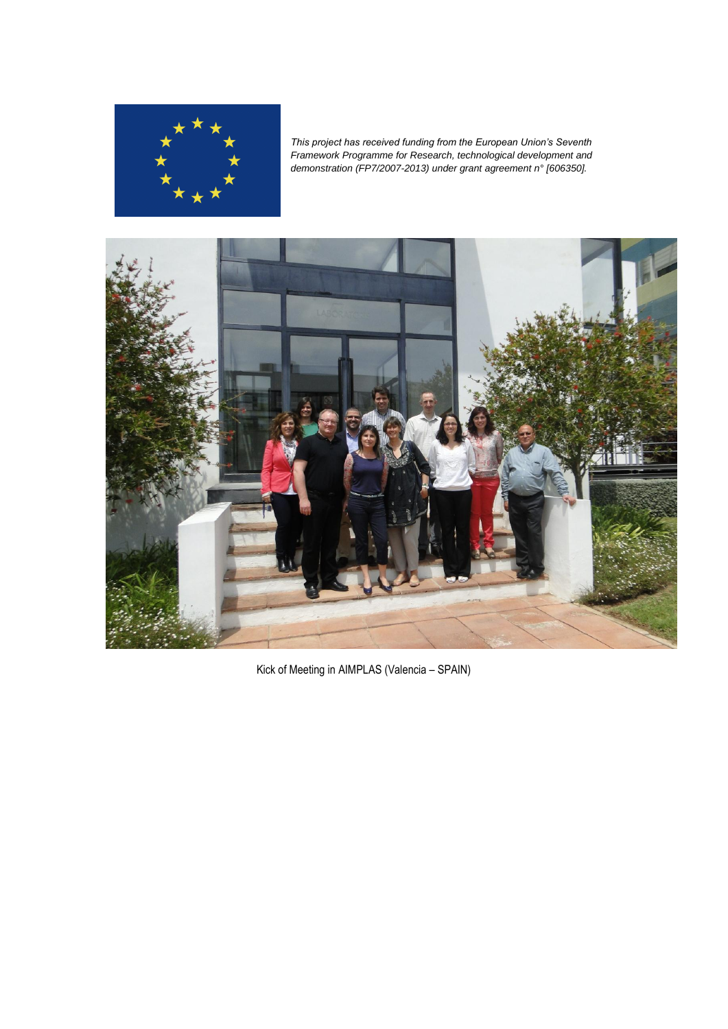*This project has received funding from the European Union's Seventh Framework Programme for Research, technological development and demonstration (FP7/2007-2013) under grant agreement n° [606350].*

Kick of Meeting in AIMPLAS (Valencia – SPAIN)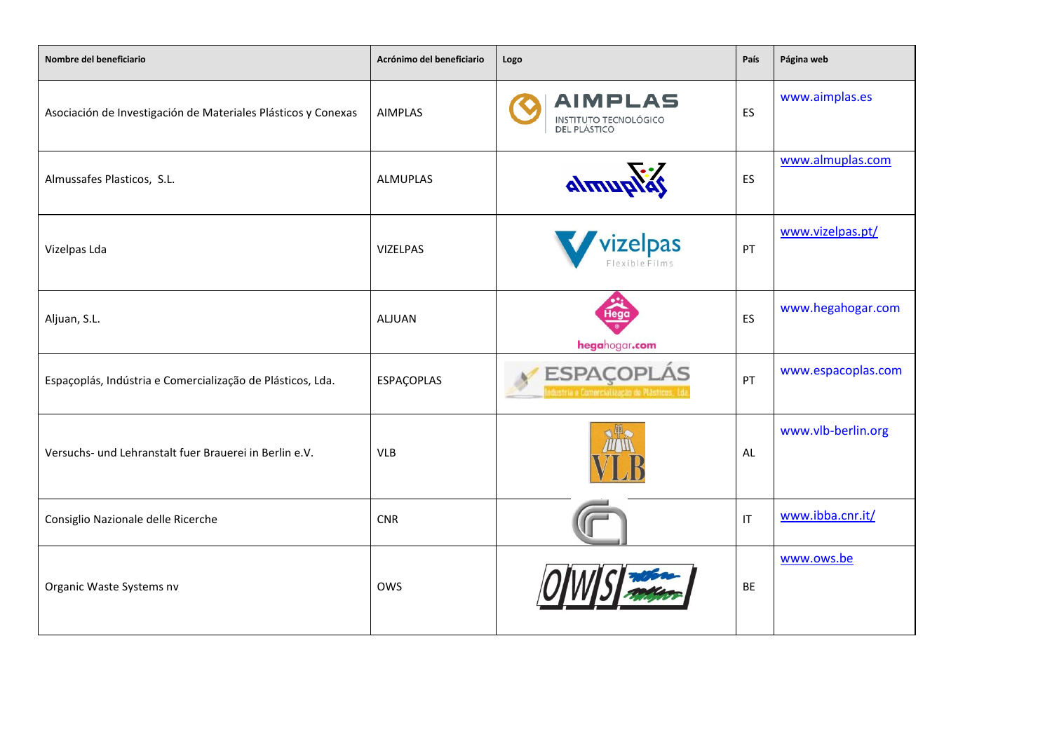| Nombre del beneficiario | Acrónimo del beneficiario | Logo | País | Página web |
|---|---|---|---|---|
| Asociación de Investigación de Materiales Plásticos y Conexas | AIMPLAS | AIMPLAS INSTITUTO TECNOLÓGICO DEL PLÁSTICO | ES | www.aimplas.es |
| Almussafes Plasticos, S.L. | ALMUPLAS | almuplas | ES | www.almuplas.com |
| Vizelpas Lda | VIZELPAS | vizelpas Flexible Films | PT | www.vizelpas.pt/ |
| Aljuan, S.L. | ALJUAN | Hega hegahogar.com | ES | www.hegahogar.com |
| Espaçoplás, Indústria e Comercialização de Plásticos, Lda. | ESPAÇOPLAS | ESPAÇOPLÁS Indústria e Comercialização de Plásticos, Lda | PT | www.espacoplas.com |
| Versuchs- und Lehranstalt fuer Brauerei in Berlin e.V. | VLB | VLB | AL | www.vlb-berlin.org |
| Consiglio Nazionale delle Ricerche | CNR | | IT | www.ibba.cnr.it/ |
| Organic Waste Systems nv | OWS | OWS | BE | www.ows.be |